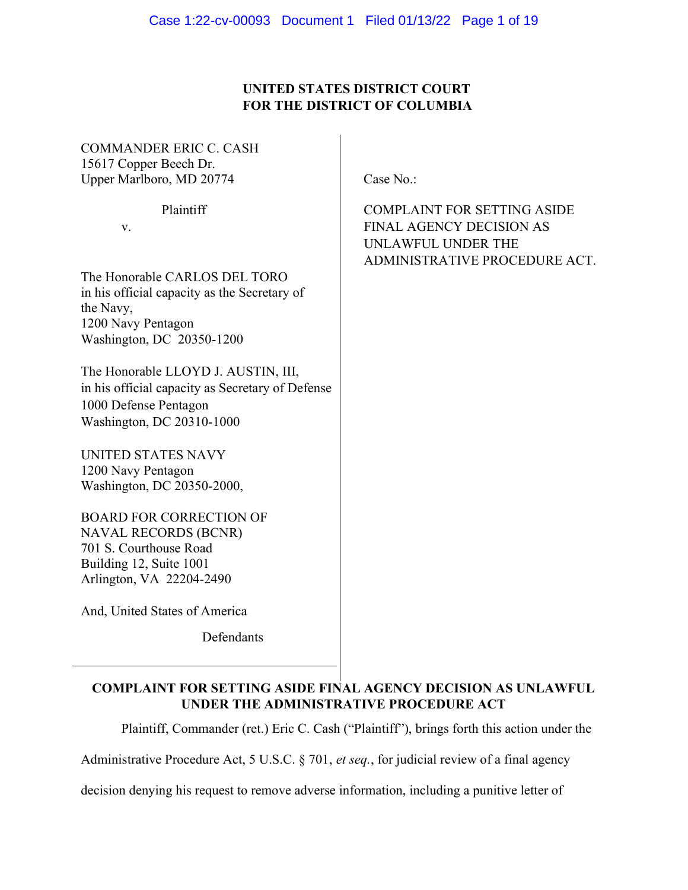**UNITED STATES DISTRICT COURT**
**FOR THE DISTRICT OF COLUMBIA**

COMMANDER ERIC C. CASH
15617 Copper Beech Dr.
Upper Marlboro, MD 20774

Plaintiff

v.

The Honorable CARLOS DEL TORO
in his official capacity as the Secretary of the Navy,
1200 Navy Pentagon
Washington, DC 20350-1200

The Honorable LLOYD J. AUSTIN, III,
in his official capacity as Secretary of Defense
1000 Defense Pentagon
Washington, DC 20310-1000

UNITED STATES NAVY
1200 Navy Pentagon
Washington, DC 20350-2000,

BOARD FOR CORRECTION OF NAVAL RECORDS (BCNR)
701 S. Courthouse Road
Building 12, Suite 1001
Arlington, VA 22204-2490

And, United States of America

Defendants

Case No.:

COMPLAINT FOR SETTING ASIDE FINAL AGENCY DECISION AS UNLAWFUL UNDER THE ADMINISTRATIVE PROCEDURE ACT.

## COMPLAINT FOR SETTING ASIDE FINAL AGENCY DECISION AS UNLAWFUL UNDER THE ADMINISTRATIVE PROCEDURE ACT

Plaintiff, Commander (ret.) Eric C. Cash ("Plaintiff"), brings forth this action under the Administrative Procedure Act, 5 U.S.C. § 701, *et seq.*, for judicial review of a final agency decision denying his request to remove adverse information, including a punitive letter of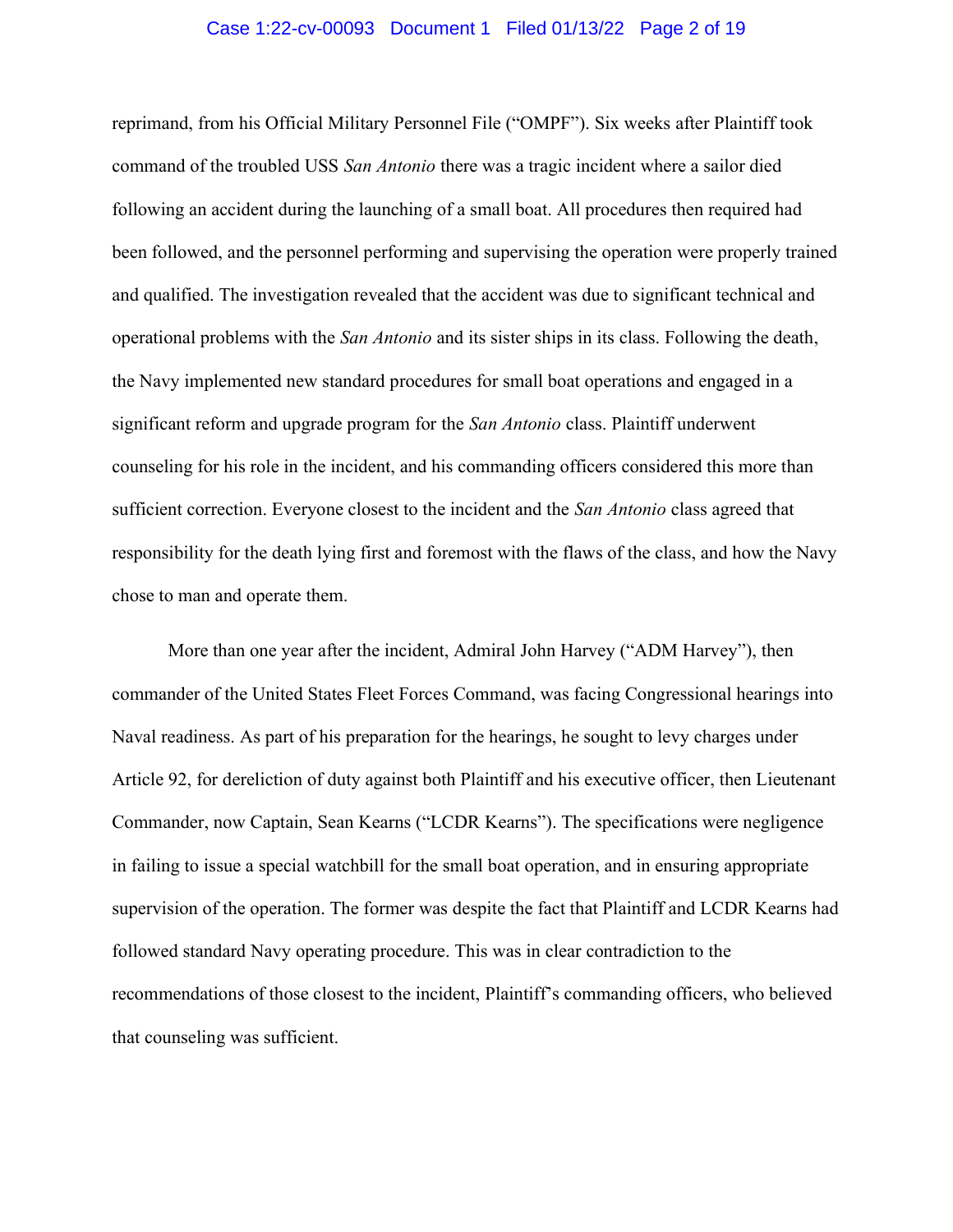reprimand, from his Official Military Personnel File ("OMPF"). Six weeks after Plaintiff took command of the troubled USS *San Antonio* there was a tragic incident where a sailor died following an accident during the launching of a small boat. All procedures then required had been followed, and the personnel performing and supervising the operation were properly trained and qualified. The investigation revealed that the accident was due to significant technical and operational problems with the *San Antonio* and its sister ships in its class. Following the death, the Navy implemented new standard procedures for small boat operations and engaged in a significant reform and upgrade program for the *San Antonio* class. Plaintiff underwent counseling for his role in the incident, and his commanding officers considered this more than sufficient correction. Everyone closest to the incident and the *San Antonio* class agreed that responsibility for the death lying first and foremost with the flaws of the class, and how the Navy chose to man and operate them.

More than one year after the incident, Admiral John Harvey ("ADM Harvey"), then commander of the United States Fleet Forces Command, was facing Congressional hearings into Naval readiness. As part of his preparation for the hearings, he sought to levy charges under Article 92, for dereliction of duty against both Plaintiff and his executive officer, then Lieutenant Commander, now Captain, Sean Kearns ("LCDR Kearns"). The specifications were negligence in failing to issue a special watchbill for the small boat operation, and in ensuring appropriate supervision of the operation. The former was despite the fact that Plaintiff and LCDR Kearns had followed standard Navy operating procedure. This was in clear contradiction to the recommendations of those closest to the incident, Plaintiff's commanding officers, who believed that counseling was sufficient.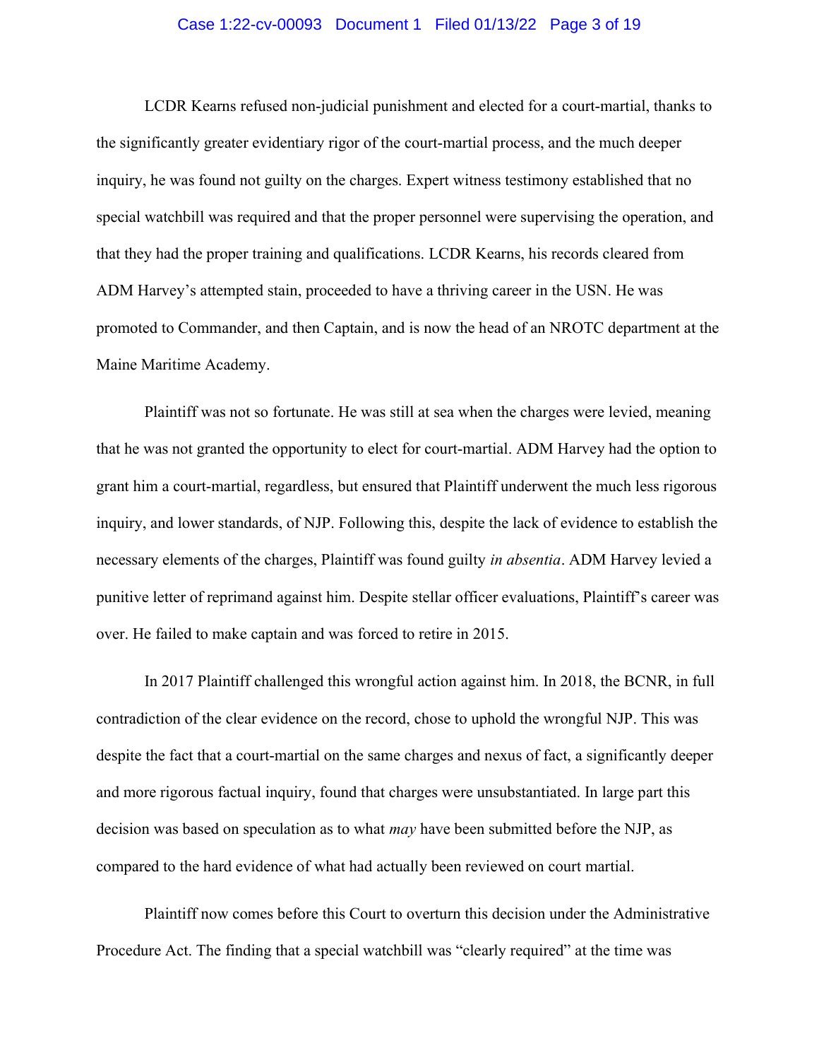LCDR Kearns refused non-judicial punishment and elected for a court-martial, thanks to the significantly greater evidentiary rigor of the court-martial process, and the much deeper inquiry, he was found not guilty on the charges. Expert witness testimony established that no special watchbill was required and that the proper personnel were supervising the operation, and that they had the proper training and qualifications. LCDR Kearns, his records cleared from ADM Harvey's attempted stain, proceeded to have a thriving career in the USN. He was promoted to Commander, and then Captain, and is now the head of an NROTC department at the Maine Maritime Academy.

Plaintiff was not so fortunate. He was still at sea when the charges were levied, meaning that he was not granted the opportunity to elect for court-martial. ADM Harvey had the option to grant him a court-martial, regardless, but ensured that Plaintiff underwent the much less rigorous inquiry, and lower standards, of NJP. Following this, despite the lack of evidence to establish the necessary elements of the charges, Plaintiff was found guilty *in absentia*. ADM Harvey levied a punitive letter of reprimand against him. Despite stellar officer evaluations, Plaintiff's career was over. He failed to make captain and was forced to retire in 2015.

In 2017 Plaintiff challenged this wrongful action against him. In 2018, the BCNR, in full contradiction of the clear evidence on the record, chose to uphold the wrongful NJP. This was despite the fact that a court-martial on the same charges and nexus of fact, a significantly deeper and more rigorous factual inquiry, found that charges were unsubstantiated. In large part this decision was based on speculation as to what *may* have been submitted before the NJP, as compared to the hard evidence of what had actually been reviewed on court martial.

Plaintiff now comes before this Court to overturn this decision under the Administrative Procedure Act. The finding that a special watchbill was "clearly required" at the time was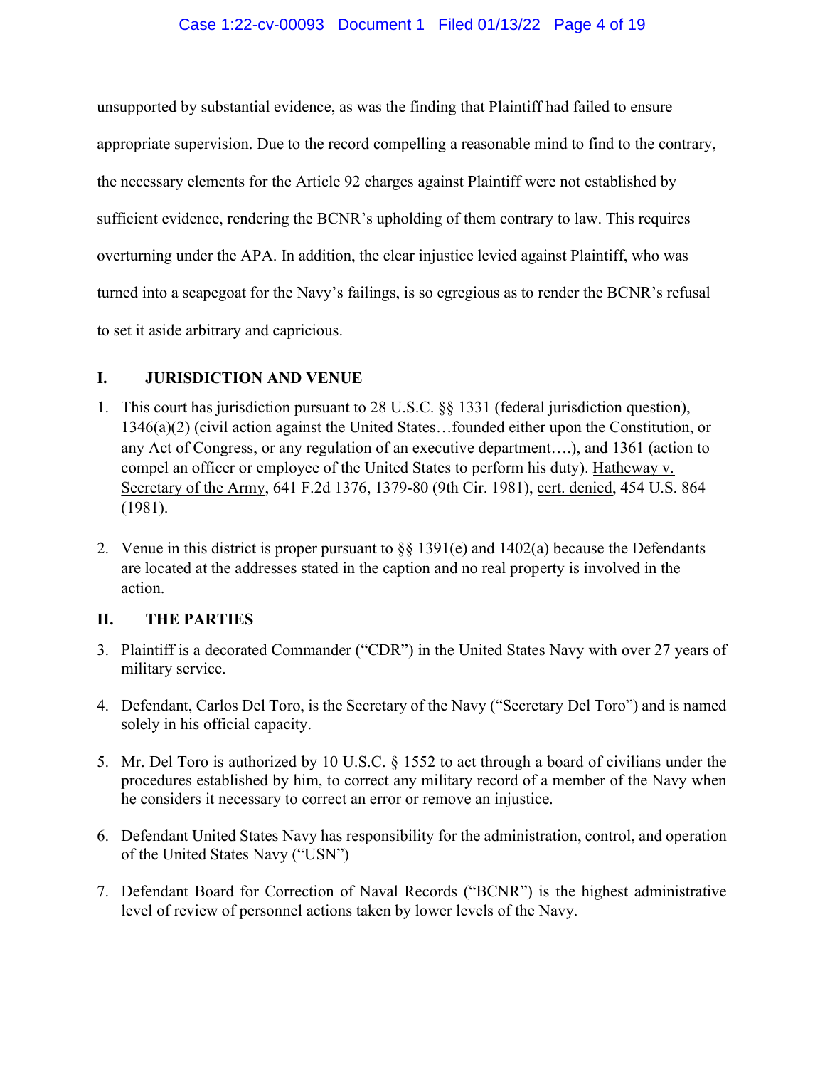unsupported by substantial evidence, as was the finding that Plaintiff had failed to ensure appropriate supervision. Due to the record compelling a reasonable mind to find to the contrary, the necessary elements for the Article 92 charges against Plaintiff were not established by sufficient evidence, rendering the BCNR's upholding of them contrary to law. This requires overturning under the APA. In addition, the clear injustice levied against Plaintiff, who was turned into a scapegoat for the Navy's failings, is so egregious as to render the BCNR's refusal to set it aside arbitrary and capricious.

## I. JURISDICTION AND VENUE

1. This court has jurisdiction pursuant to 28 U.S.C. §§ 1331 (federal jurisdiction question), 1346(a)(2) (civil action against the United States…founded either upon the Constitution, or any Act of Congress, or any regulation of an executive department….), and 1361 (action to compel an officer or employee of the United States to perform his duty). Hatheway v. Secretary of the Army, 641 F.2d 1376, 1379-80 (9th Cir. 1981), cert. denied, 454 U.S. 864 (1981).

2. Venue in this district is proper pursuant to §§ 1391(e) and 1402(a) because the Defendants are located at the addresses stated in the caption and no real property is involved in the action.

## II. THE PARTIES

3. Plaintiff is a decorated Commander ("CDR") in the United States Navy with over 27 years of military service.

4. Defendant, Carlos Del Toro, is the Secretary of the Navy ("Secretary Del Toro") and is named solely in his official capacity.

5. Mr. Del Toro is authorized by 10 U.S.C. § 1552 to act through a board of civilians under the procedures established by him, to correct any military record of a member of the Navy when he considers it necessary to correct an error or remove an injustice.

6. Defendant United States Navy has responsibility for the administration, control, and operation of the United States Navy ("USN")

7. Defendant Board for Correction of Naval Records ("BCNR") is the highest administrative level of review of personnel actions taken by lower levels of the Navy.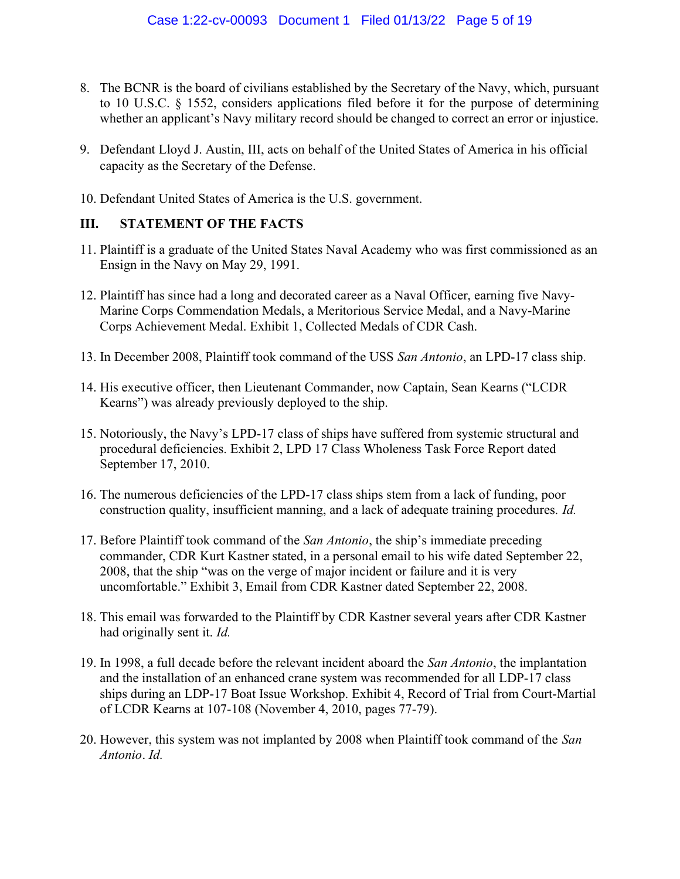8. The BCNR is the board of civilians established by the Secretary of the Navy, which, pursuant to 10 U.S.C. § 1552, considers applications filed before it for the purpose of determining whether an applicant's Navy military record should be changed to correct an error or injustice.

9. Defendant Lloyd J. Austin, III, acts on behalf of the United States of America in his official capacity as the Secretary of the Defense.

10. Defendant United States of America is the U.S. government.

## III. STATEMENT OF THE FACTS

11. Plaintiff is a graduate of the United States Naval Academy who was first commissioned as an Ensign in the Navy on May 29, 1991.

12. Plaintiff has since had a long and decorated career as a Naval Officer, earning five Navy-Marine Corps Commendation Medals, a Meritorious Service Medal, and a Navy-Marine Corps Achievement Medal. Exhibit 1, Collected Medals of CDR Cash.

13. In December 2008, Plaintiff took command of the USS *San Antonio*, an LPD-17 class ship.

14. His executive officer, then Lieutenant Commander, now Captain, Sean Kearns ("LCDR Kearns") was already previously deployed to the ship.

15. Notoriously, the Navy's LPD-17 class of ships have suffered from systemic structural and procedural deficiencies. Exhibit 2, LPD 17 Class Wholeness Task Force Report dated September 17, 2010.

16. The numerous deficiencies of the LPD-17 class ships stem from a lack of funding, poor construction quality, insufficient manning, and a lack of adequate training procedures. *Id.*

17. Before Plaintiff took command of the *San Antonio*, the ship's immediate preceding commander, CDR Kurt Kastner stated, in a personal email to his wife dated September 22, 2008, that the ship "was on the verge of major incident or failure and it is very uncomfortable." Exhibit 3, Email from CDR Kastner dated September 22, 2008.

18. This email was forwarded to the Plaintiff by CDR Kastner several years after CDR Kastner had originally sent it. *Id.*

19. In 1998, a full decade before the relevant incident aboard the *San Antonio*, the implantation and the installation of an enhanced crane system was recommended for all LDP-17 class ships during an LDP-17 Boat Issue Workshop. Exhibit 4, Record of Trial from Court-Martial of LCDR Kearns at 107-108 (November 4, 2010, pages 77-79).

20. However, this system was not implanted by 2008 when Plaintiff took command of the *San Antonio*. *Id.*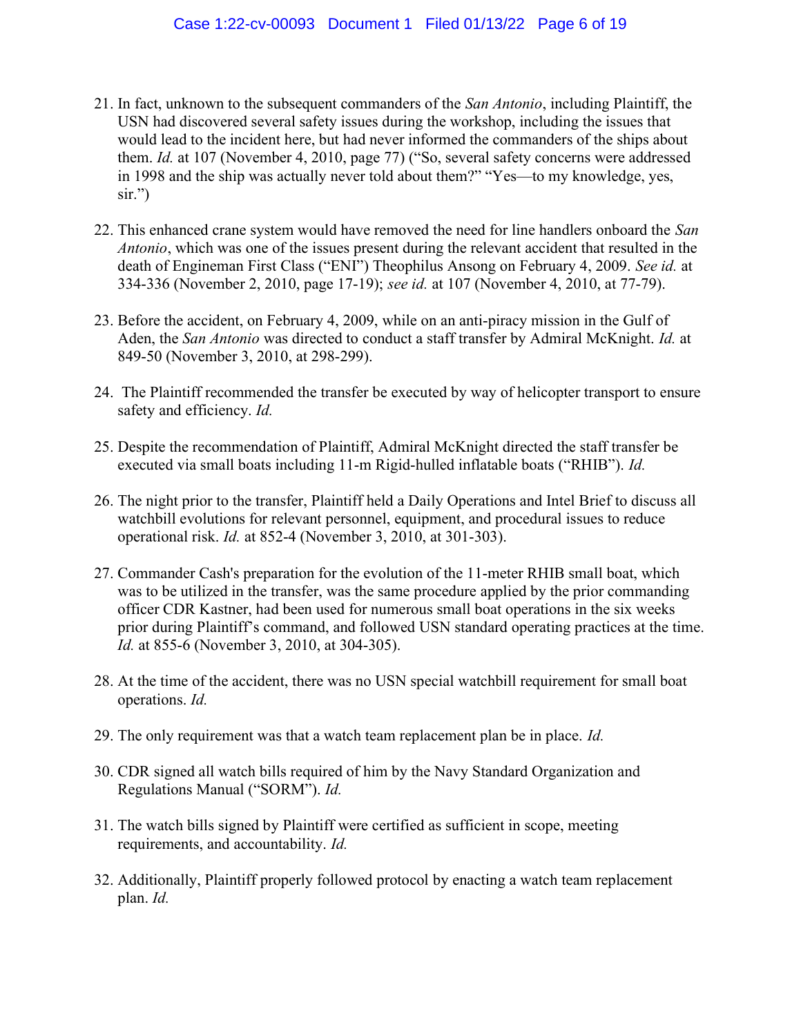21. In fact, unknown to the subsequent commanders of the *San Antonio*, including Plaintiff, the USN had discovered several safety issues during the workshop, including the issues that would lead to the incident here, but had never informed the commanders of the ships about them. *Id.* at 107 (November 4, 2010, page 77) ("So, several safety concerns were addressed in 1998 and the ship was actually never told about them?" "Yes—to my knowledge, yes, sir.")

22. This enhanced crane system would have removed the need for line handlers onboard the *San Antonio*, which was one of the issues present during the relevant accident that resulted in the death of Engineman First Class ("ENI") Theophilus Ansong on February 4, 2009. *See id.* at 334-336 (November 2, 2010, page 17-19); *see id.* at 107 (November 4, 2010, at 77-79).

23. Before the accident, on February 4, 2009, while on an anti-piracy mission in the Gulf of Aden, the *San Antonio* was directed to conduct a staff transfer by Admiral McKnight. *Id.* at 849-50 (November 3, 2010, at 298-299).

24. The Plaintiff recommended the transfer be executed by way of helicopter transport to ensure safety and efficiency. *Id.*

25. Despite the recommendation of Plaintiff, Admiral McKnight directed the staff transfer be executed via small boats including 11-m Rigid-hulled inflatable boats ("RHIB"). *Id.*

26. The night prior to the transfer, Plaintiff held a Daily Operations and Intel Brief to discuss all watchbill evolutions for relevant personnel, equipment, and procedural issues to reduce operational risk. *Id.* at 852-4 (November 3, 2010, at 301-303).

27. Commander Cash's preparation for the evolution of the 11-meter RHIB small boat, which was to be utilized in the transfer, was the same procedure applied by the prior commanding officer CDR Kastner, had been used for numerous small boat operations in the six weeks prior during Plaintiff's command, and followed USN standard operating practices at the time. *Id.* at 855-6 (November 3, 2010, at 304-305).

28. At the time of the accident, there was no USN special watchbill requirement for small boat operations. *Id.*

29. The only requirement was that a watch team replacement plan be in place. *Id.*

30. CDR signed all watch bills required of him by the Navy Standard Organization and Regulations Manual ("SORM"). *Id.*

31. The watch bills signed by Plaintiff were certified as sufficient in scope, meeting requirements, and accountability. *Id.*

32. Additionally, Plaintiff properly followed protocol by enacting a watch team replacement plan. *Id.*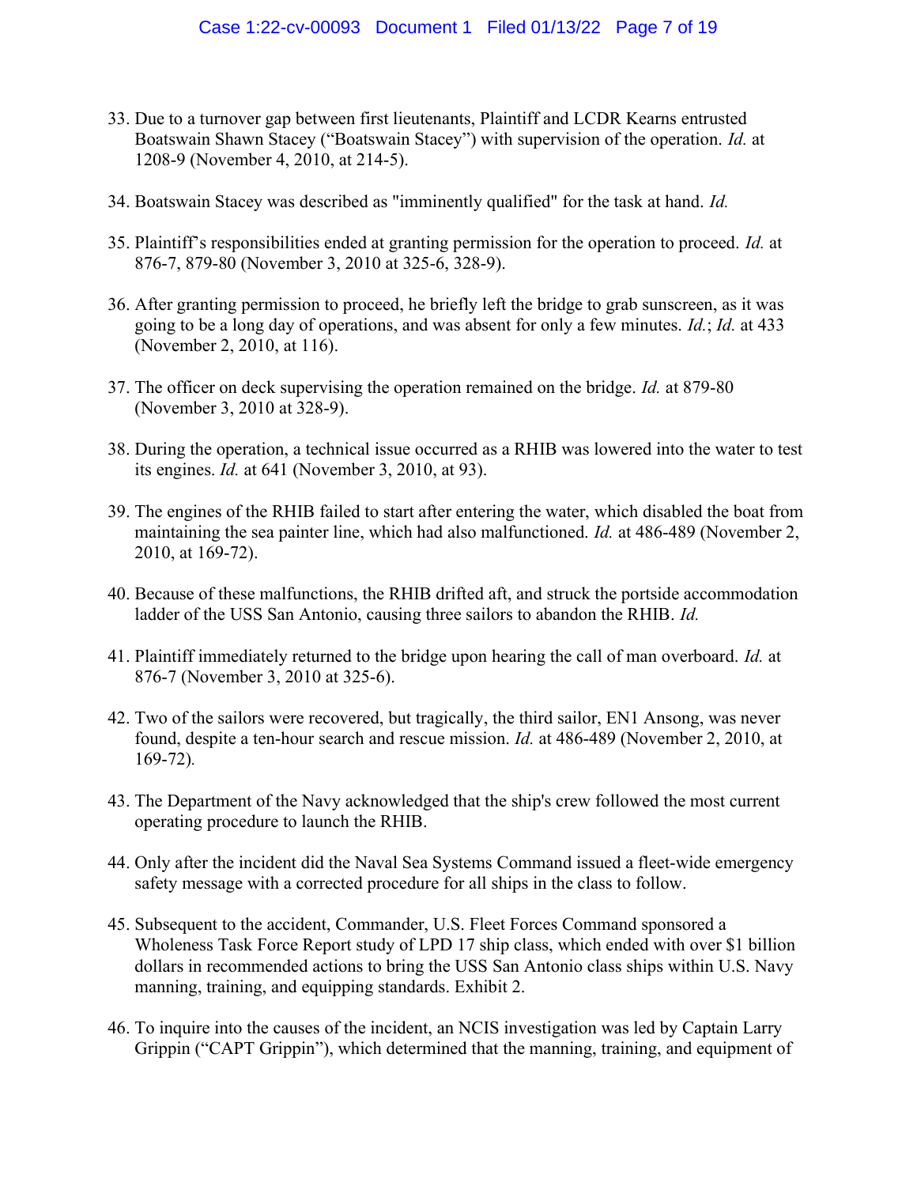33. Due to a turnover gap between first lieutenants, Plaintiff and LCDR Kearns entrusted Boatswain Shawn Stacey ("Boatswain Stacey") with supervision of the operation. *Id.* at 1208-9 (November 4, 2010, at 214-5).

34. Boatswain Stacey was described as "imminently qualified" for the task at hand. *Id.*

35. Plaintiff's responsibilities ended at granting permission for the operation to proceed. *Id.* at 876-7, 879-80 (November 3, 2010 at 325-6, 328-9).

36. After granting permission to proceed, he briefly left the bridge to grab sunscreen, as it was going to be a long day of operations, and was absent for only a few minutes. *Id.*; *Id.* at 433 (November 2, 2010, at 116).

37. The officer on deck supervising the operation remained on the bridge. *Id.* at 879-80 (November 3, 2010 at 328-9).

38. During the operation, a technical issue occurred as a RHIB was lowered into the water to test its engines. *Id.* at 641 (November 3, 2010, at 93).

39. The engines of the RHIB failed to start after entering the water, which disabled the boat from maintaining the sea painter line, which had also malfunctioned. *Id.* at 486-489 (November 2, 2010, at 169-72).

40. Because of these malfunctions, the RHIB drifted aft, and struck the portside accommodation ladder of the USS San Antonio, causing three sailors to abandon the RHIB. *Id.*

41. Plaintiff immediately returned to the bridge upon hearing the call of man overboard. *Id.* at 876-7 (November 3, 2010 at 325-6).

42. Two of the sailors were recovered, but tragically, the third sailor, EN1 Ansong, was never found, despite a ten-hour search and rescue mission. *Id.* at 486-489 (November 2, 2010, at 169-72).

43. The Department of the Navy acknowledged that the ship's crew followed the most current operating procedure to launch the RHIB.

44. Only after the incident did the Naval Sea Systems Command issued a fleet-wide emergency safety message with a corrected procedure for all ships in the class to follow.

45. Subsequent to the accident, Commander, U.S. Fleet Forces Command sponsored a Wholeness Task Force Report study of LPD 17 ship class, which ended with over $1 billion dollars in recommended actions to bring the USS San Antonio class ships within U.S. Navy manning, training, and equipping standards. Exhibit 2.

46. To inquire into the causes of the incident, an NCIS investigation was led by Captain Larry Grippin ("CAPT Grippin"), which determined that the manning, training, and equipment of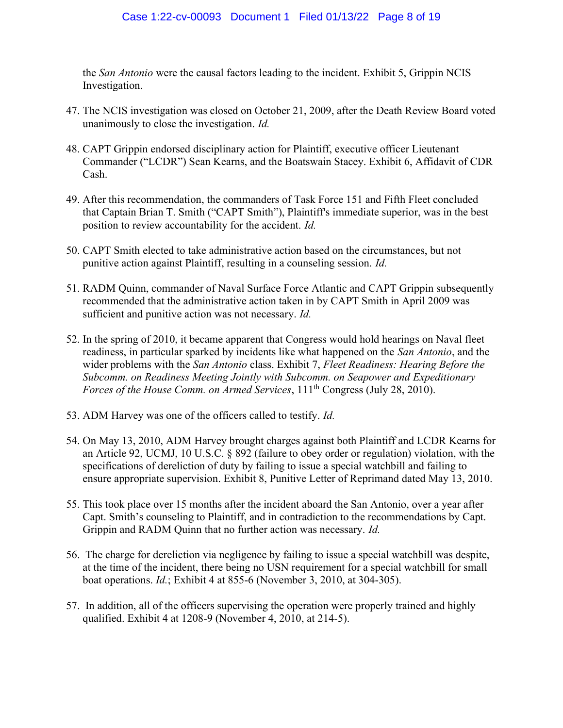the *San Antonio* were the causal factors leading to the incident. Exhibit 5, Grippin NCIS Investigation.

47. The NCIS investigation was closed on October 21, 2009, after the Death Review Board voted unanimously to close the investigation. *Id.*

48. CAPT Grippin endorsed disciplinary action for Plaintiff, executive officer Lieutenant Commander ("LCDR") Sean Kearns, and the Boatswain Stacey. Exhibit 6, Affidavit of CDR Cash.

49. After this recommendation, the commanders of Task Force 151 and Fifth Fleet concluded that Captain Brian T. Smith ("CAPT Smith"), Plaintiff's immediate superior, was in the best position to review accountability for the accident. *Id.*

50. CAPT Smith elected to take administrative action based on the circumstances, but not punitive action against Plaintiff, resulting in a counseling session. *Id.*

51. RADM Quinn, commander of Naval Surface Force Atlantic and CAPT Grippin subsequently recommended that the administrative action taken in by CAPT Smith in April 2009 was sufficient and punitive action was not necessary. *Id.*

52. In the spring of 2010, it became apparent that Congress would hold hearings on Naval fleet readiness, in particular sparked by incidents like what happened on the *San Antonio*, and the wider problems with the *San Antonio* class. Exhibit 7, *Fleet Readiness: Hearing Before the Subcomm. on Readiness Meeting Jointly with Subcomm. on Seapower and Expeditionary Forces of the House Comm. on Armed Services*, 111th Congress (July 28, 2010).

53. ADM Harvey was one of the officers called to testify. *Id.*

54. On May 13, 2010, ADM Harvey brought charges against both Plaintiff and LCDR Kearns for an Article 92, UCMJ, 10 U.S.C. § 892 (failure to obey order or regulation) violation, with the specifications of dereliction of duty by failing to issue a special watchbill and failing to ensure appropriate supervision. Exhibit 8, Punitive Letter of Reprimand dated May 13, 2010.

55. This took place over 15 months after the incident aboard the San Antonio, over a year after Capt. Smith's counseling to Plaintiff, and in contradiction to the recommendations by Capt. Grippin and RADM Quinn that no further action was necessary. *Id.*

56. The charge for dereliction via negligence by failing to issue a special watchbill was despite, at the time of the incident, there being no USN requirement for a special watchbill for small boat operations. *Id.*; Exhibit 4 at 855-6 (November 3, 2010, at 304-305).

57. In addition, all of the officers supervising the operation were properly trained and highly qualified. Exhibit 4 at 1208-9 (November 4, 2010, at 214-5).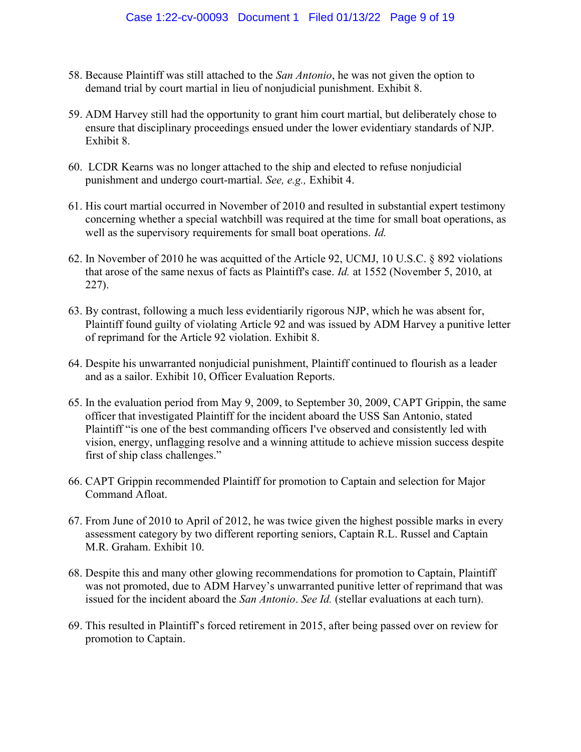58. Because Plaintiff was still attached to the *San Antonio*, he was not given the option to demand trial by court martial in lieu of nonjudicial punishment. Exhibit 8.

59. ADM Harvey still had the opportunity to grant him court martial, but deliberately chose to ensure that disciplinary proceedings ensued under the lower evidentiary standards of NJP. Exhibit 8.

60. LCDR Kearns was no longer attached to the ship and elected to refuse nonjudicial punishment and undergo court-martial. *See, e.g.,* Exhibit 4.

61. His court martial occurred in November of 2010 and resulted in substantial expert testimony concerning whether a special watchbill was required at the time for small boat operations, as well as the supervisory requirements for small boat operations. *Id.*

62. In November of 2010 he was acquitted of the Article 92, UCMJ, 10 U.S.C. § 892 violations that arose of the same nexus of facts as Plaintiff's case. *Id.* at 1552 (November 5, 2010, at 227).

63. By contrast, following a much less evidentiarily rigorous NJP, which he was absent for, Plaintiff found guilty of violating Article 92 and was issued by ADM Harvey a punitive letter of reprimand for the Article 92 violation. Exhibit 8.

64. Despite his unwarranted nonjudicial punishment, Plaintiff continued to flourish as a leader and as a sailor. Exhibit 10, Officer Evaluation Reports.

65. In the evaluation period from May 9, 2009, to September 30, 2009, CAPT Grippin, the same officer that investigated Plaintiff for the incident aboard the USS San Antonio, stated Plaintiff "is one of the best commanding officers I've observed and consistently led with vision, energy, unflagging resolve and a winning attitude to achieve mission success despite first of ship class challenges."

66. CAPT Grippin recommended Plaintiff for promotion to Captain and selection for Major Command Afloat.

67. From June of 2010 to April of 2012, he was twice given the highest possible marks in every assessment category by two different reporting seniors, Captain R.L. Russel and Captain M.R. Graham. Exhibit 10.

68. Despite this and many other glowing recommendations for promotion to Captain, Plaintiff was not promoted, due to ADM Harvey's unwarranted punitive letter of reprimand that was issued for the incident aboard the *San Antonio*. *See Id.* (stellar evaluations at each turn).

69. This resulted in Plaintiff's forced retirement in 2015, after being passed over on review for promotion to Captain.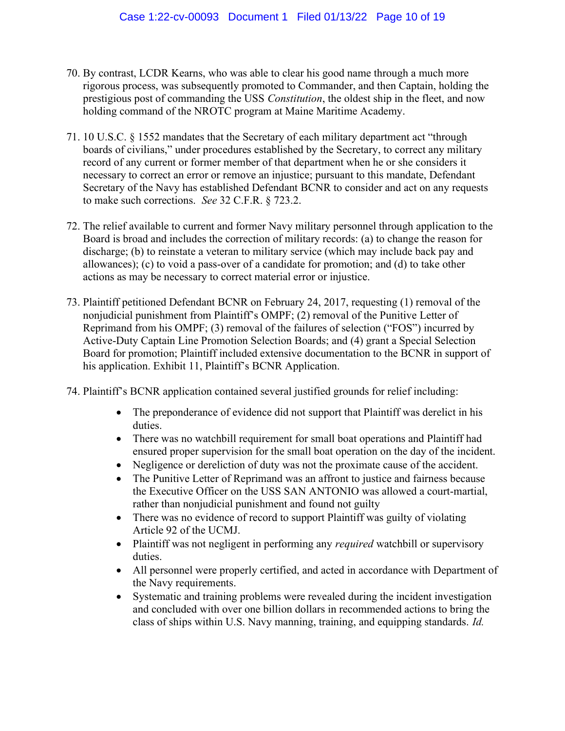70. By contrast, LCDR Kearns, who was able to clear his good name through a much more rigorous process, was subsequently promoted to Commander, and then Captain, holding the prestigious post of commanding the USS *Constitution*, the oldest ship in the fleet, and now holding command of the NROTC program at Maine Maritime Academy.

71. 10 U.S.C. § 1552 mandates that the Secretary of each military department act "through boards of civilians," under procedures established by the Secretary, to correct any military record of any current or former member of that department when he or she considers it necessary to correct an error or remove an injustice; pursuant to this mandate, Defendant Secretary of the Navy has established Defendant BCNR to consider and act on any requests to make such corrections. *See* 32 C.F.R. § 723.2.

72. The relief available to current and former Navy military personnel through application to the Board is broad and includes the correction of military records: (a) to change the reason for discharge; (b) to reinstate a veteran to military service (which may include back pay and allowances); (c) to void a pass-over of a candidate for promotion; and (d) to take other actions as may be necessary to correct material error or injustice.

73. Plaintiff petitioned Defendant BCNR on February 24, 2017, requesting (1) removal of the nonjudicial punishment from Plaintiff's OMPF; (2) removal of the Punitive Letter of Reprimand from his OMPF; (3) removal of the failures of selection ("FOS") incurred by Active-Duty Captain Line Promotion Selection Boards; and (4) grant a Special Selection Board for promotion; Plaintiff included extensive documentation to the BCNR in support of his application. Exhibit 11, Plaintiff's BCNR Application.

74. Plaintiff's BCNR application contained several justified grounds for relief including:

    - The preponderance of evidence did not support that Plaintiff was derelict in his duties.
    - There was no watchbill requirement for small boat operations and Plaintiff had ensured proper supervision for the small boat operation on the day of the incident.
    - Negligence or dereliction of duty was not the proximate cause of the accident.
    - The Punitive Letter of Reprimand was an affront to justice and fairness because the Executive Officer on the USS SAN ANTONIO was allowed a court-martial, rather than nonjudicial punishment and found not guilty
    - There was no evidence of record to support Plaintiff was guilty of violating Article 92 of the UCMJ.
    - Plaintiff was not negligent in performing any *required* watchbill or supervisory duties.
    - All personnel were properly certified, and acted in accordance with Department of the Navy requirements.
    - Systematic and training problems were revealed during the incident investigation and concluded with over one billion dollars in recommended actions to bring the class of ships within U.S. Navy manning, training, and equipping standards. *Id.*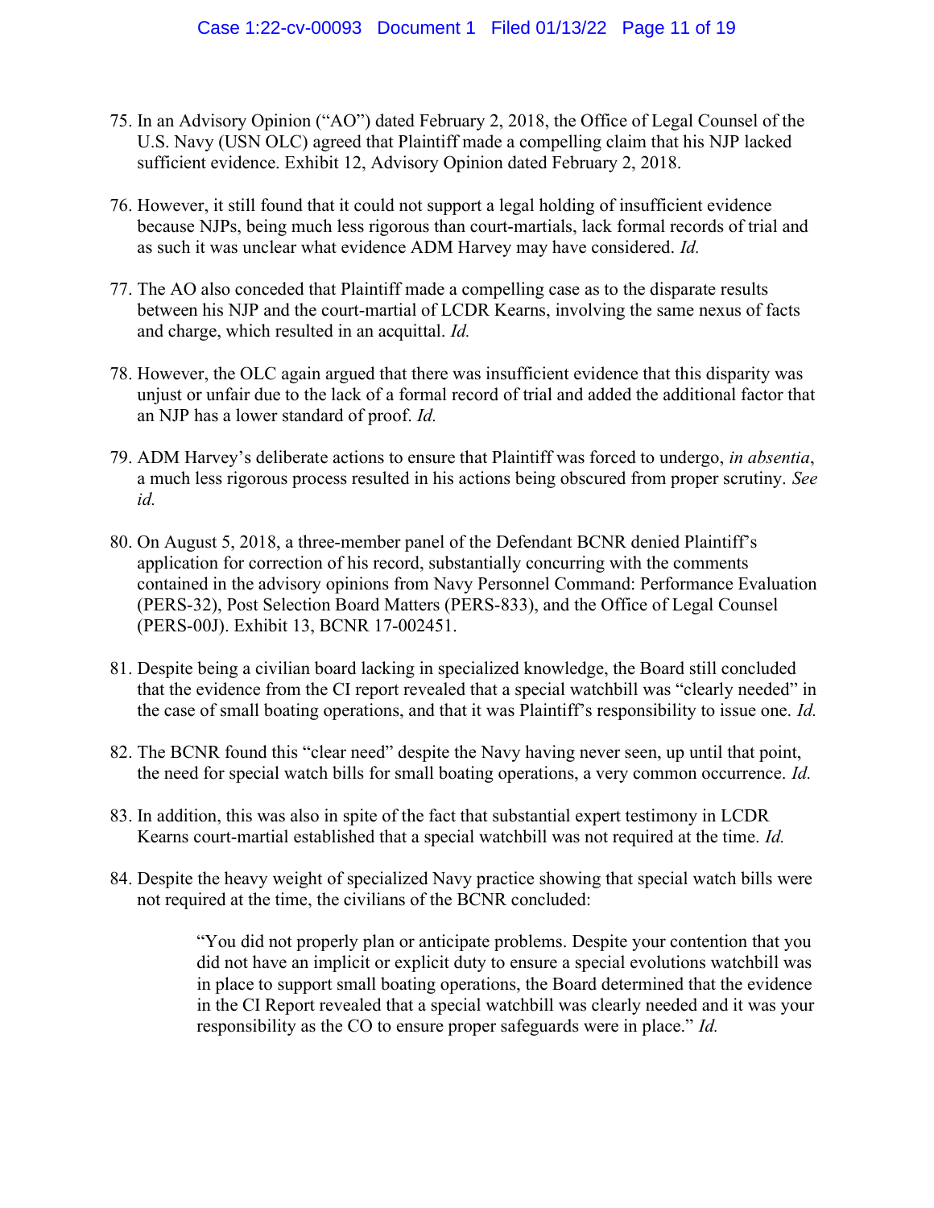75. In an Advisory Opinion ("AO") dated February 2, 2018, the Office of Legal Counsel of the U.S. Navy (USN OLC) agreed that Plaintiff made a compelling claim that his NJP lacked sufficient evidence. Exhibit 12, Advisory Opinion dated February 2, 2018.

76. However, it still found that it could not support a legal holding of insufficient evidence because NJPs, being much less rigorous than court-martials, lack formal records of trial and as such it was unclear what evidence ADM Harvey may have considered. *Id.*

77. The AO also conceded that Plaintiff made a compelling case as to the disparate results between his NJP and the court-martial of LCDR Kearns, involving the same nexus of facts and charge, which resulted in an acquittal. *Id.*

78. However, the OLC again argued that there was insufficient evidence that this disparity was unjust or unfair due to the lack of a formal record of trial and added the additional factor that an NJP has a lower standard of proof. *Id.*

79. ADM Harvey's deliberate actions to ensure that Plaintiff was forced to undergo, *in absentia*, a much less rigorous process resulted in his actions being obscured from proper scrutiny. *See id.*

80. On August 5, 2018, a three-member panel of the Defendant BCNR denied Plaintiff's application for correction of his record, substantially concurring with the comments contained in the advisory opinions from Navy Personnel Command: Performance Evaluation (PERS-32), Post Selection Board Matters (PERS-833), and the Office of Legal Counsel (PERS-00J). Exhibit 13, BCNR 17-002451.

81. Despite being a civilian board lacking in specialized knowledge, the Board still concluded that the evidence from the CI report revealed that a special watchbill was "clearly needed" in the case of small boating operations, and that it was Plaintiff's responsibility to issue one. *Id.*

82. The BCNR found this "clear need" despite the Navy having never seen, up until that point, the need for special watch bills for small boating operations, a very common occurrence. *Id.*

83. In addition, this was also in spite of the fact that substantial expert testimony in LCDR Kearns court-martial established that a special watchbill was not required at the time. *Id.*

84. Despite the heavy weight of specialized Navy practice showing that special watch bills were not required at the time, the civilians of the BCNR concluded:

> "You did not properly plan or anticipate problems. Despite your contention that you did not have an implicit or explicit duty to ensure a special evolutions watchbill was in place to support small boating operations, the Board determined that the evidence in the CI Report revealed that a special watchbill was clearly needed and it was your responsibility as the CO to ensure proper safeguards were in place." *Id.*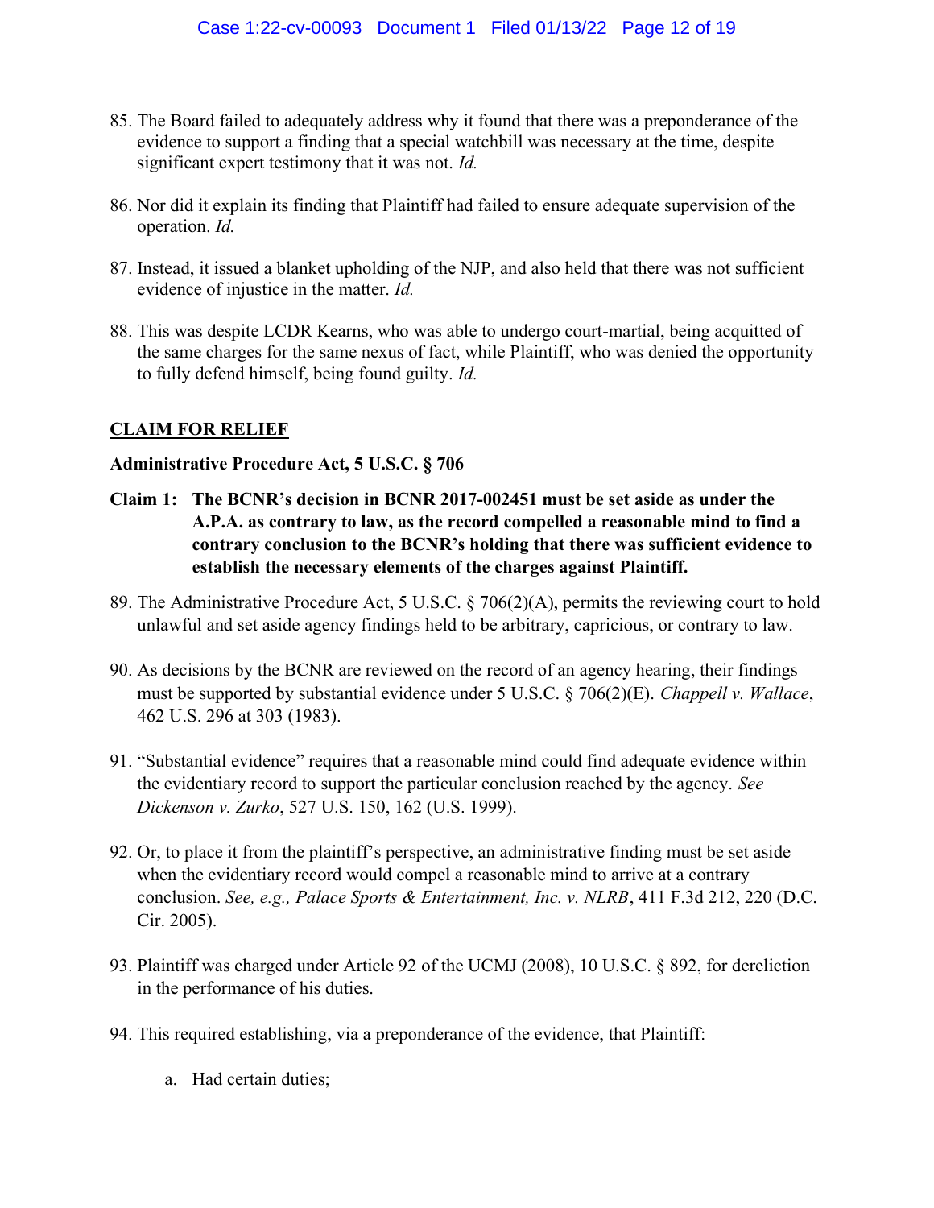85. The Board failed to adequately address why it found that there was a preponderance of the evidence to support a finding that a special watchbill was necessary at the time, despite significant expert testimony that it was not. *Id.*

86. Nor did it explain its finding that Plaintiff had failed to ensure adequate supervision of the operation. *Id.*

87. Instead, it issued a blanket upholding of the NJP, and also held that there was not sufficient evidence of injustice in the matter. *Id.*

88. This was despite LCDR Kearns, who was able to undergo court-martial, being acquitted of the same charges for the same nexus of fact, while Plaintiff, who was denied the opportunity to fully defend himself, being found guilty. *Id.*

## CLAIM FOR RELIEF

**Administrative Procedure Act, 5 U.S.C. § 706**

**Claim 1: The BCNR's decision in BCNR 2017-002451 must be set aside as under the A.P.A. as contrary to law, as the record compelled a reasonable mind to find a contrary conclusion to the BCNR's holding that there was sufficient evidence to establish the necessary elements of the charges against Plaintiff.**

89. The Administrative Procedure Act, 5 U.S.C. § 706(2)(A), permits the reviewing court to hold unlawful and set aside agency findings held to be arbitrary, capricious, or contrary to law.

90. As decisions by the BCNR are reviewed on the record of an agency hearing, their findings must be supported by substantial evidence under 5 U.S.C. § 706(2)(E). *Chappell v. Wallace*, 462 U.S. 296 at 303 (1983).

91. "Substantial evidence" requires that a reasonable mind could find adequate evidence within the evidentiary record to support the particular conclusion reached by the agency. *See Dickenson v. Zurko*, 527 U.S. 150, 162 (U.S. 1999).

92. Or, to place it from the plaintiff's perspective, an administrative finding must be set aside when the evidentiary record would compel a reasonable mind to arrive at a contrary conclusion. *See, e.g., Palace Sports & Entertainment, Inc. v. NLRB*, 411 F.3d 212, 220 (D.C. Cir. 2005).

93. Plaintiff was charged under Article 92 of the UCMJ (2008), 10 U.S.C. § 892, for dereliction in the performance of his duties.

94. This required establishing, via a preponderance of the evidence, that Plaintiff:

    a. Had certain duties;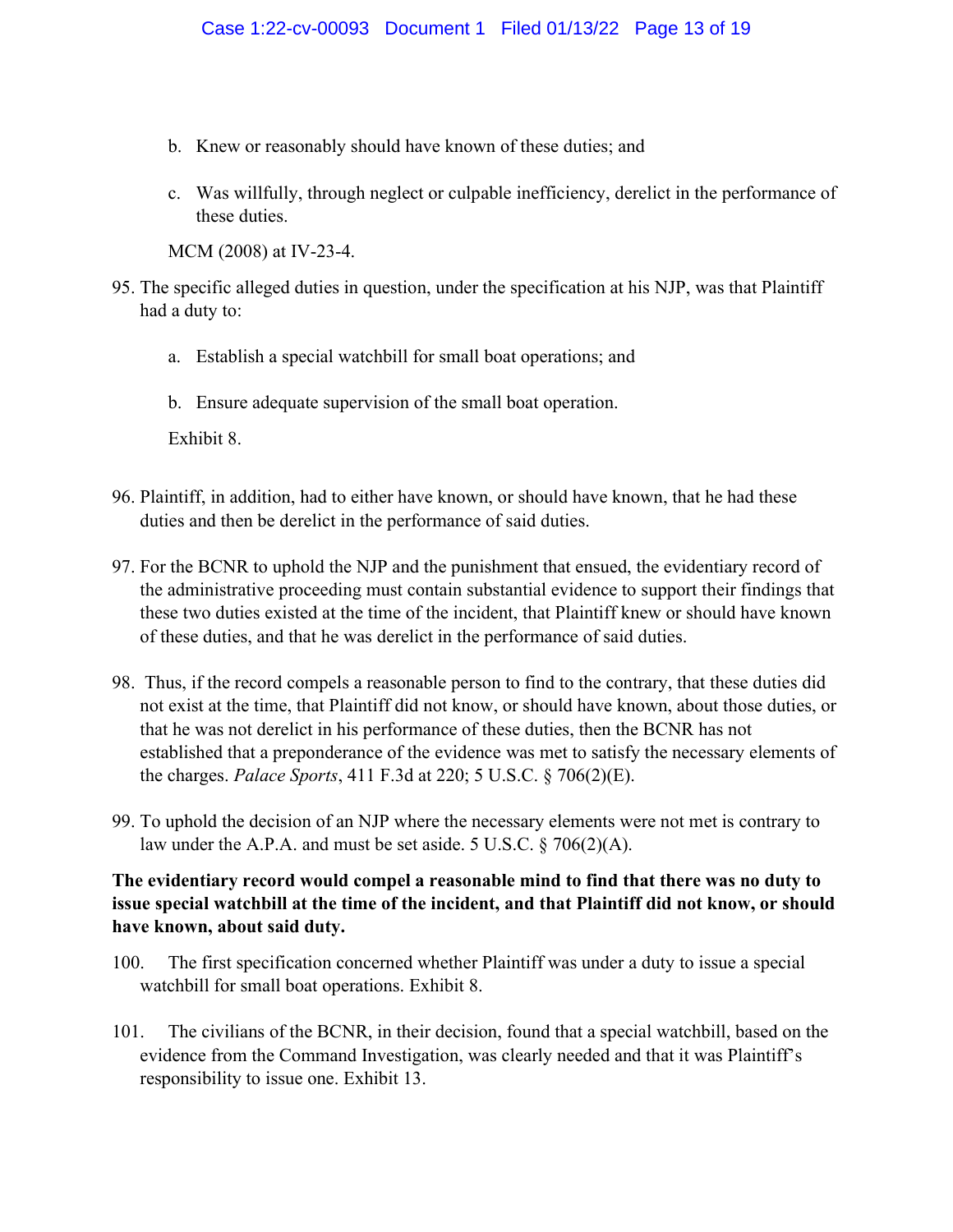b. Knew or reasonably should have known of these duties; and

c. Was willfully, through neglect or culpable inefficiency, derelict in the performance of these duties.

MCM (2008) at IV-23-4.

95. The specific alleged duties in question, under the specification at his NJP, was that Plaintiff had a duty to:

  a. Establish a special watchbill for small boat operations; and

  b. Ensure adequate supervision of the small boat operation.

  Exhibit 8.

96. Plaintiff, in addition, had to either have known, or should have known, that he had these duties and then be derelict in the performance of said duties.

97. For the BCNR to uphold the NJP and the punishment that ensued, the evidentiary record of the administrative proceeding must contain substantial evidence to support their findings that these two duties existed at the time of the incident, that Plaintiff knew or should have known of these duties, and that he was derelict in the performance of said duties.

98. Thus, if the record compels a reasonable person to find to the contrary, that these duties did not exist at the time, that Plaintiff did not know, or should have known, about those duties, or that he was not derelict in his performance of these duties, then the BCNR has not established that a preponderance of the evidence was met to satisfy the necessary elements of the charges. *Palace Sports*, 411 F.3d at 220; 5 U.S.C. § 706(2)(E).

99. To uphold the decision of an NJP where the necessary elements were not met is contrary to law under the A.P.A. and must be set aside. 5 U.S.C. § 706(2)(A).

**The evidentiary record would compel a reasonable mind to find that there was no duty to issue special watchbill at the time of the incident, and that Plaintiff did not know, or should have known, about said duty.**

100. The first specification concerned whether Plaintiff was under a duty to issue a special watchbill for small boat operations. Exhibit 8.

101. The civilians of the BCNR, in their decision, found that a special watchbill, based on the evidence from the Command Investigation, was clearly needed and that it was Plaintiff's responsibility to issue one. Exhibit 13.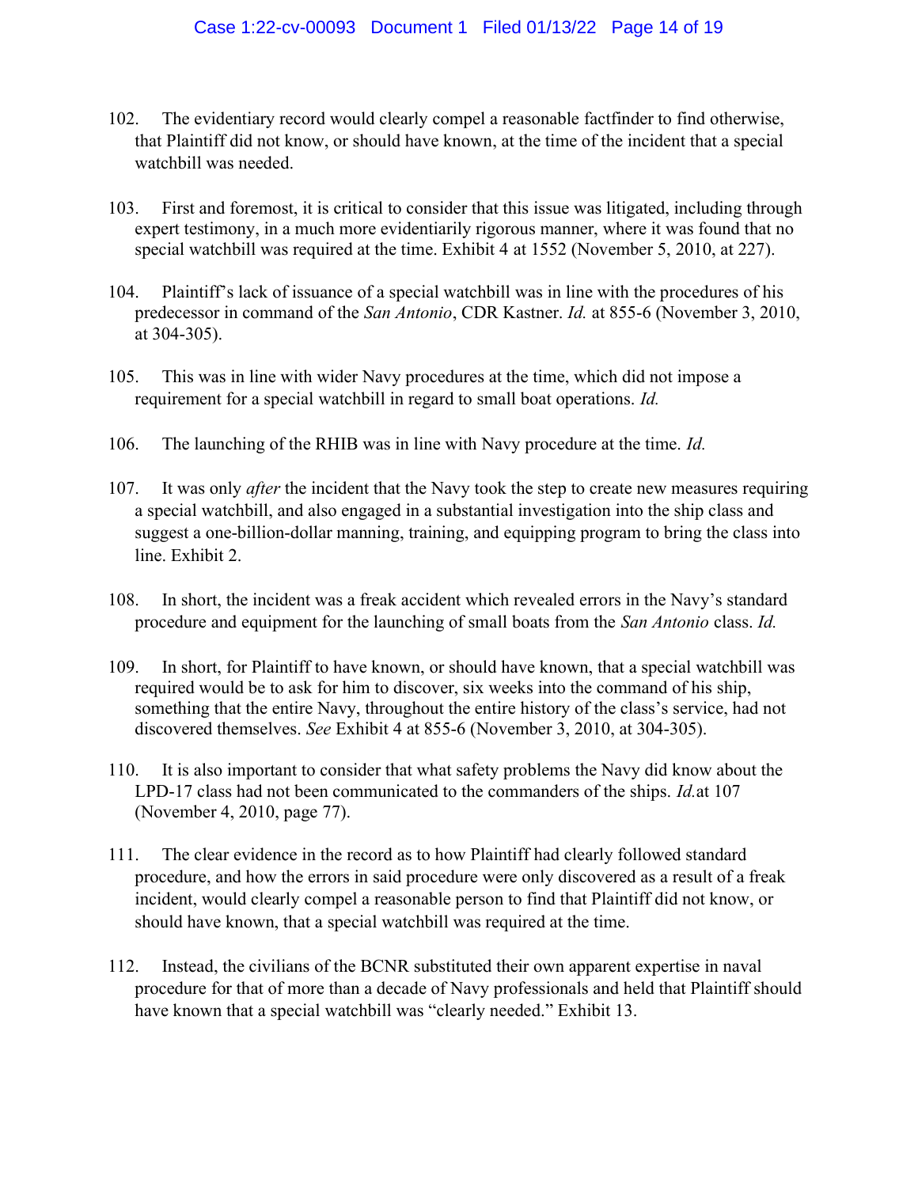102. The evidentiary record would clearly compel a reasonable factfinder to find otherwise, that Plaintiff did not know, or should have known, at the time of the incident that a special watchbill was needed.

103. First and foremost, it is critical to consider that this issue was litigated, including through expert testimony, in a much more evidentiarily rigorous manner, where it was found that no special watchbill was required at the time. Exhibit 4 at 1552 (November 5, 2010, at 227).

104. Plaintiff's lack of issuance of a special watchbill was in line with the procedures of his predecessor in command of the *San Antonio*, CDR Kastner. *Id.* at 855-6 (November 3, 2010, at 304-305).

105. This was in line with wider Navy procedures at the time, which did not impose a requirement for a special watchbill in regard to small boat operations. *Id.*

106. The launching of the RHIB was in line with Navy procedure at the time. *Id.*

107. It was only *after* the incident that the Navy took the step to create new measures requiring a special watchbill, and also engaged in a substantial investigation into the ship class and suggest a one-billion-dollar manning, training, and equipping program to bring the class into line. Exhibit 2.

108. In short, the incident was a freak accident which revealed errors in the Navy's standard procedure and equipment for the launching of small boats from the *San Antonio* class. *Id.*

109. In short, for Plaintiff to have known, or should have known, that a special watchbill was required would be to ask for him to discover, six weeks into the command of his ship, something that the entire Navy, throughout the entire history of the class's service, had not discovered themselves. *See* Exhibit 4 at 855-6 (November 3, 2010, at 304-305).

110. It is also important to consider that what safety problems the Navy did know about the LPD-17 class had not been communicated to the commanders of the ships. *Id.*at 107 (November 4, 2010, page 77).

111. The clear evidence in the record as to how Plaintiff had clearly followed standard procedure, and how the errors in said procedure were only discovered as a result of a freak incident, would clearly compel a reasonable person to find that Plaintiff did not know, or should have known, that a special watchbill was required at the time.

112. Instead, the civilians of the BCNR substituted their own apparent expertise in naval procedure for that of more than a decade of Navy professionals and held that Plaintiff should have known that a special watchbill was "clearly needed." Exhibit 13.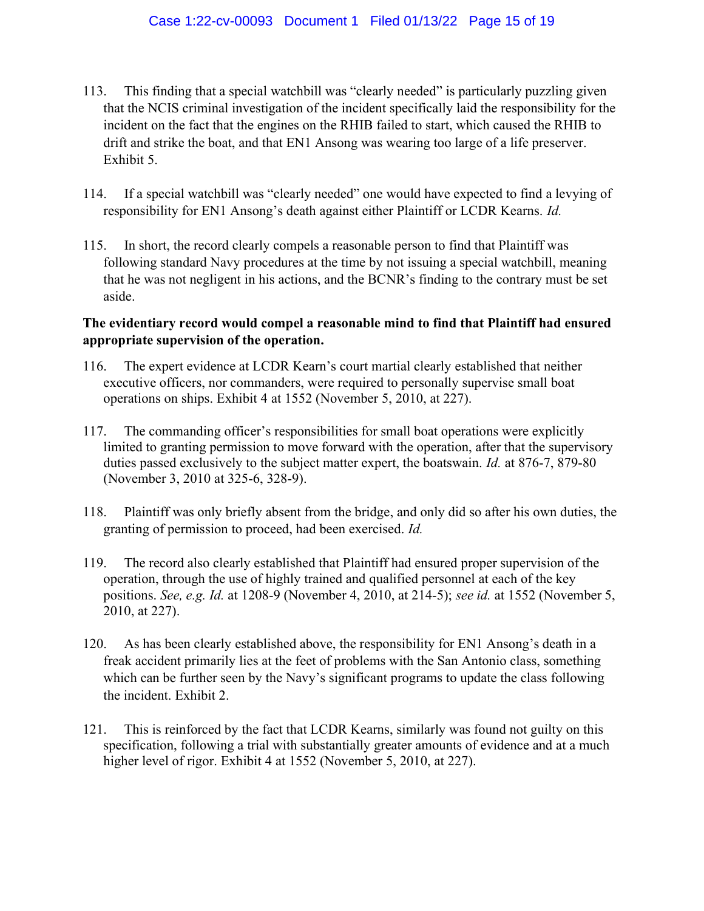113. This finding that a special watchbill was "clearly needed" is particularly puzzling given that the NCIS criminal investigation of the incident specifically laid the responsibility for the incident on the fact that the engines on the RHIB failed to start, which caused the RHIB to drift and strike the boat, and that EN1 Ansong was wearing too large of a life preserver. Exhibit 5.

114. If a special watchbill was "clearly needed" one would have expected to find a levying of responsibility for EN1 Ansong's death against either Plaintiff or LCDR Kearns. *Id.*

115. In short, the record clearly compels a reasonable person to find that Plaintiff was following standard Navy procedures at the time by not issuing a special watchbill, meaning that he was not negligent in his actions, and the BCNR's finding to the contrary must be set aside.

**The evidentiary record would compel a reasonable mind to find that Plaintiff had ensured appropriate supervision of the operation.**

116. The expert evidence at LCDR Kearn's court martial clearly established that neither executive officers, nor commanders, were required to personally supervise small boat operations on ships. Exhibit 4 at 1552 (November 5, 2010, at 227).

117. The commanding officer's responsibilities for small boat operations were explicitly limited to granting permission to move forward with the operation, after that the supervisory duties passed exclusively to the subject matter expert, the boatswain. *Id.* at 876-7, 879-80 (November 3, 2010 at 325-6, 328-9).

118. Plaintiff was only briefly absent from the bridge, and only did so after his own duties, the granting of permission to proceed, had been exercised. *Id.*

119. The record also clearly established that Plaintiff had ensured proper supervision of the operation, through the use of highly trained and qualified personnel at each of the key positions. *See, e.g. Id.* at 1208-9 (November 4, 2010, at 214-5); *see id.* at 1552 (November 5, 2010, at 227).

120. As has been clearly established above, the responsibility for EN1 Ansong's death in a freak accident primarily lies at the feet of problems with the San Antonio class, something which can be further seen by the Navy's significant programs to update the class following the incident. Exhibit 2.

121. This is reinforced by the fact that LCDR Kearns, similarly was found not guilty on this specification, following a trial with substantially greater amounts of evidence and at a much higher level of rigor. Exhibit 4 at 1552 (November 5, 2010, at 227).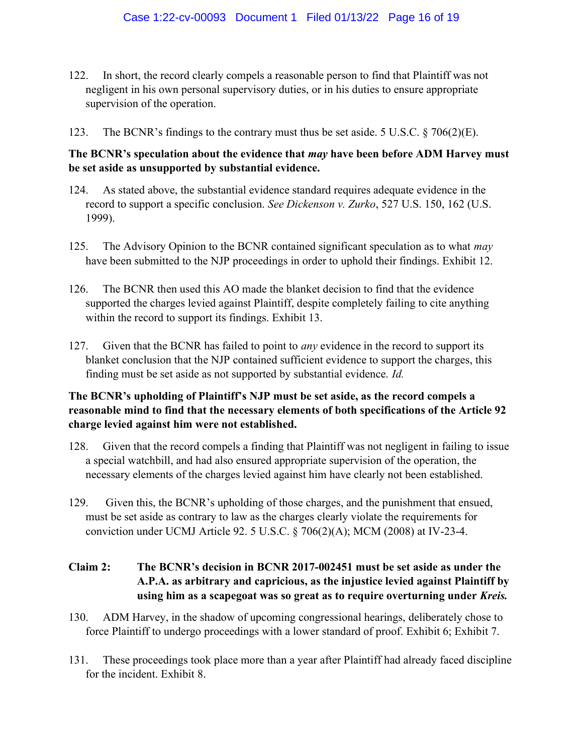122. In short, the record clearly compels a reasonable person to find that Plaintiff was not negligent in his own personal supervisory duties, or in his duties to ensure appropriate supervision of the operation.

123. The BCNR's findings to the contrary must thus be set aside. 5 U.S.C. § 706(2)(E).

**The BCNR's speculation about the evidence that *may* have been before ADM Harvey must be set aside as unsupported by substantial evidence.**

124. As stated above, the substantial evidence standard requires adequate evidence in the record to support a specific conclusion. *See Dickenson v. Zurko*, 527 U.S. 150, 162 (U.S. 1999).

125. The Advisory Opinion to the BCNR contained significant speculation as to what *may* have been submitted to the NJP proceedings in order to uphold their findings. Exhibit 12.

126. The BCNR then used this AO made the blanket decision to find that the evidence supported the charges levied against Plaintiff, despite completely failing to cite anything within the record to support its findings. Exhibit 13.

127. Given that the BCNR has failed to point to *any* evidence in the record to support its blanket conclusion that the NJP contained sufficient evidence to support the charges, this finding must be set aside as not supported by substantial evidence. *Id.*

**The BCNR's upholding of Plaintiff's NJP must be set aside, as the record compels a reasonable mind to find that the necessary elements of both specifications of the Article 92 charge levied against him were not established.**

128. Given that the record compels a finding that Plaintiff was not negligent in failing to issue a special watchbill, and had also ensured appropriate supervision of the operation, the necessary elements of the charges levied against him have clearly not been established.

129. Given this, the BCNR's upholding of those charges, and the punishment that ensued, must be set aside as contrary to law as the charges clearly violate the requirements for conviction under UCMJ Article 92. 5 U.S.C. § 706(2)(A); MCM (2008) at IV-23-4.

**Claim 2: The BCNR's decision in BCNR 2017-002451 must be set aside as under the A.P.A. as arbitrary and capricious, as the injustice levied against Plaintiff by using him as a scapegoat was so great as to require overturning under *Kreis.***

130. ADM Harvey, in the shadow of upcoming congressional hearings, deliberately chose to force Plaintiff to undergo proceedings with a lower standard of proof. Exhibit 6; Exhibit 7.

131. These proceedings took place more than a year after Plaintiff had already faced discipline for the incident. Exhibit 8.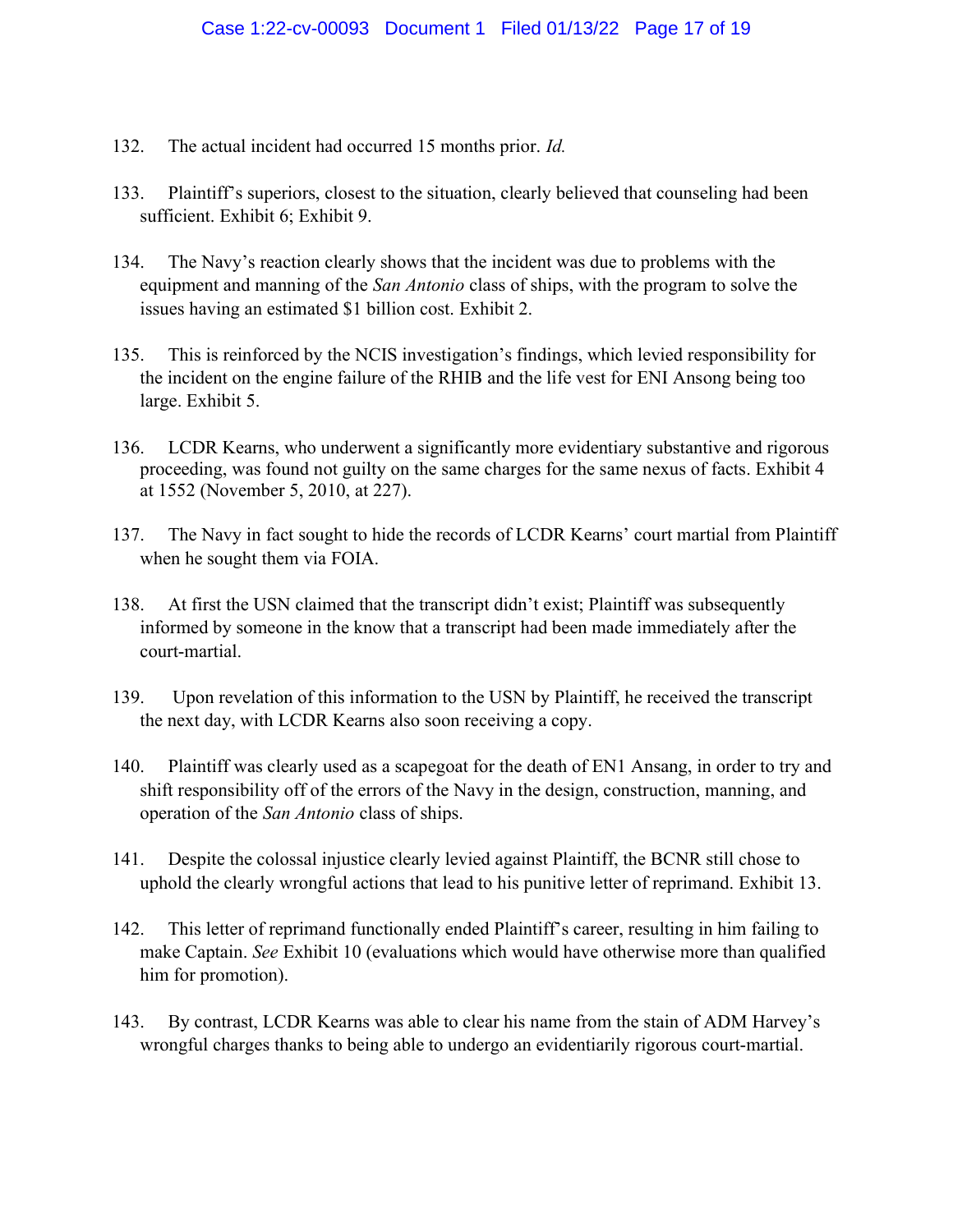132. The actual incident had occurred 15 months prior. *Id.*

133. Plaintiff's superiors, closest to the situation, clearly believed that counseling had been sufficient. Exhibit 6; Exhibit 9.

134. The Navy's reaction clearly shows that the incident was due to problems with the equipment and manning of the *San Antonio* class of ships, with the program to solve the issues having an estimated $1 billion cost. Exhibit 2.

135. This is reinforced by the NCIS investigation's findings, which levied responsibility for the incident on the engine failure of the RHIB and the life vest for ENI Ansong being too large. Exhibit 5.

136. LCDR Kearns, who underwent a significantly more evidentiary substantive and rigorous proceeding, was found not guilty on the same charges for the same nexus of facts. Exhibit 4 at 1552 (November 5, 2010, at 227).

137. The Navy in fact sought to hide the records of LCDR Kearns' court martial from Plaintiff when he sought them via FOIA.

138. At first the USN claimed that the transcript didn't exist; Plaintiff was subsequently informed by someone in the know that a transcript had been made immediately after the court-martial.

139. Upon revelation of this information to the USN by Plaintiff, he received the transcript the next day, with LCDR Kearns also soon receiving a copy.

140. Plaintiff was clearly used as a scapegoat for the death of EN1 Ansang, in order to try and shift responsibility off of the errors of the Navy in the design, construction, manning, and operation of the *San Antonio* class of ships.

141. Despite the colossal injustice clearly levied against Plaintiff, the BCNR still chose to uphold the clearly wrongful actions that lead to his punitive letter of reprimand. Exhibit 13.

142. This letter of reprimand functionally ended Plaintiff's career, resulting in him failing to make Captain. *See* Exhibit 10 (evaluations which would have otherwise more than qualified him for promotion).

143. By contrast, LCDR Kearns was able to clear his name from the stain of ADM Harvey's wrongful charges thanks to being able to undergo an evidentiarily rigorous court-martial.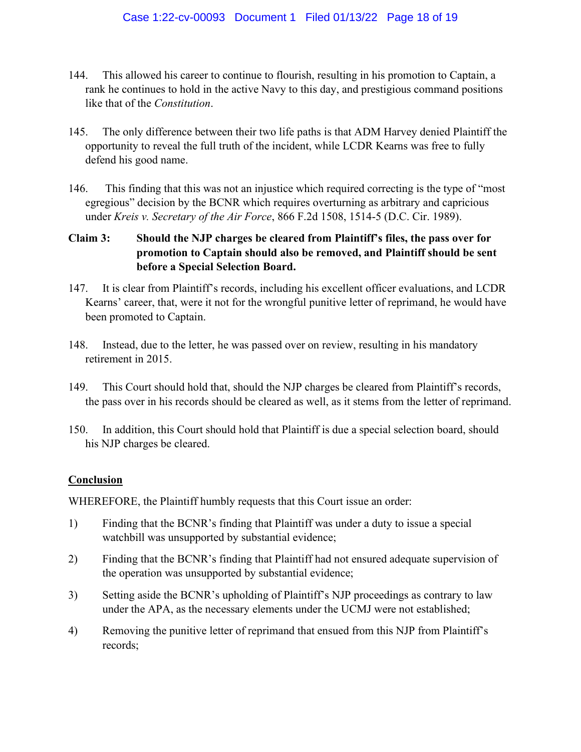144. This allowed his career to continue to flourish, resulting in his promotion to Captain, a rank he continues to hold in the active Navy to this day, and prestigious command positions like that of the *Constitution*.

145. The only difference between their two life paths is that ADM Harvey denied Plaintiff the opportunity to reveal the full truth of the incident, while LCDR Kearns was free to fully defend his good name.

146. This finding that this was not an injustice which required correcting is the type of "most egregious" decision by the BCNR which requires overturning as arbitrary and capricious under *Kreis v. Secretary of the Air Force*, 866 F.2d 1508, 1514-5 (D.C. Cir. 1989).

**Claim 3: Should the NJP charges be cleared from Plaintiff's files, the pass over for promotion to Captain should also be removed, and Plaintiff should be sent before a Special Selection Board.**

147. It is clear from Plaintiff's records, including his excellent officer evaluations, and LCDR Kearns' career, that, were it not for the wrongful punitive letter of reprimand, he would have been promoted to Captain.

148. Instead, due to the letter, he was passed over on review, resulting in his mandatory retirement in 2015.

149. This Court should hold that, should the NJP charges be cleared from Plaintiff's records, the pass over in his records should be cleared as well, as it stems from the letter of reprimand.

150. In addition, this Court should hold that Plaintiff is due a special selection board, should his NJP charges be cleared.

**Conclusion**

WHEREFORE, the Plaintiff humbly requests that this Court issue an order:

1) Finding that the BCNR's finding that Plaintiff was under a duty to issue a special watchbill was unsupported by substantial evidence;

2) Finding that the BCNR's finding that Plaintiff had not ensured adequate supervision of the operation was unsupported by substantial evidence;

3) Setting aside the BCNR's upholding of Plaintiff's NJP proceedings as contrary to law under the APA, as the necessary elements under the UCMJ were not established;

4) Removing the punitive letter of reprimand that ensued from this NJP from Plaintiff's records;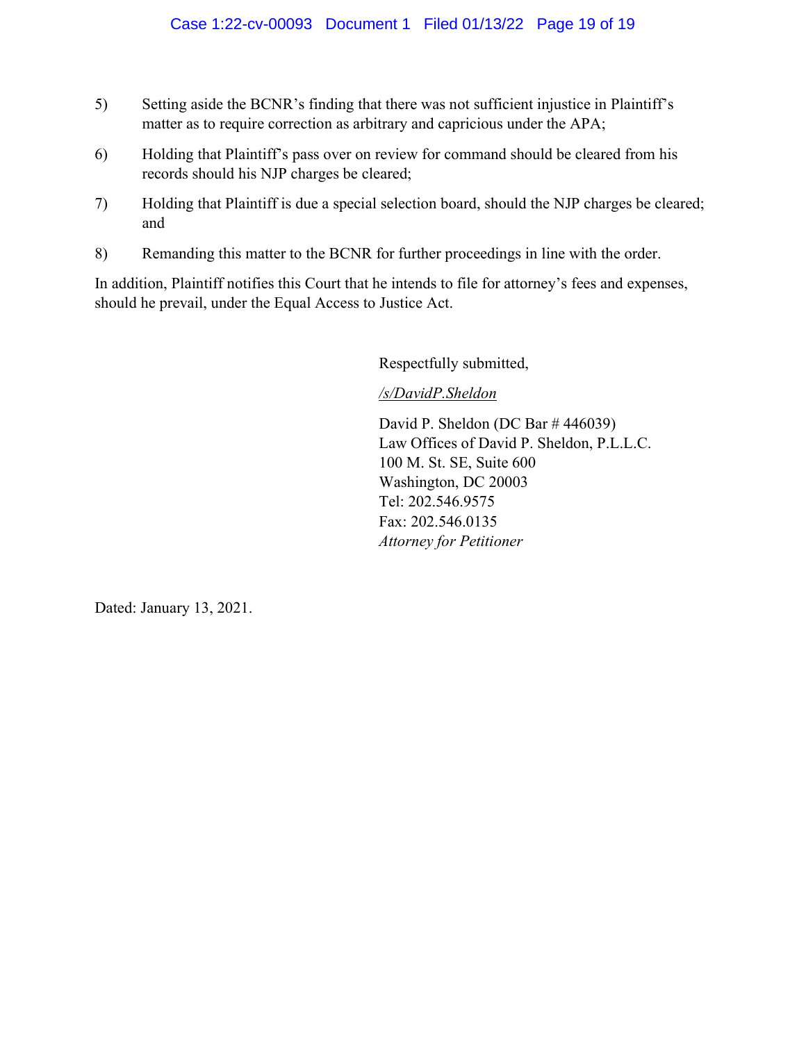5) Setting aside the BCNR's finding that there was not sufficient injustice in Plaintiff's matter as to require correction as arbitrary and capricious under the APA;

6) Holding that Plaintiff's pass over on review for command should be cleared from his records should his NJP charges be cleared;

7) Holding that Plaintiff is due a special selection board, should the NJP charges be cleared; and

8) Remanding this matter to the BCNR for further proceedings in line with the order.

In addition, Plaintiff notifies this Court that he intends to file for attorney's fees and expenses, should he prevail, under the Equal Access to Justice Act.

Respectfully submitted,

/s/DavidP.Sheldon

David P. Sheldon (DC Bar # 446039)
Law Offices of David P. Sheldon, P.L.L.C.
100 M. St. SE, Suite 600
Washington, DC 20003
Tel: 202.546.9575
Fax: 202.546.0135
*Attorney for Petitioner*

Dated: January 13, 2021.